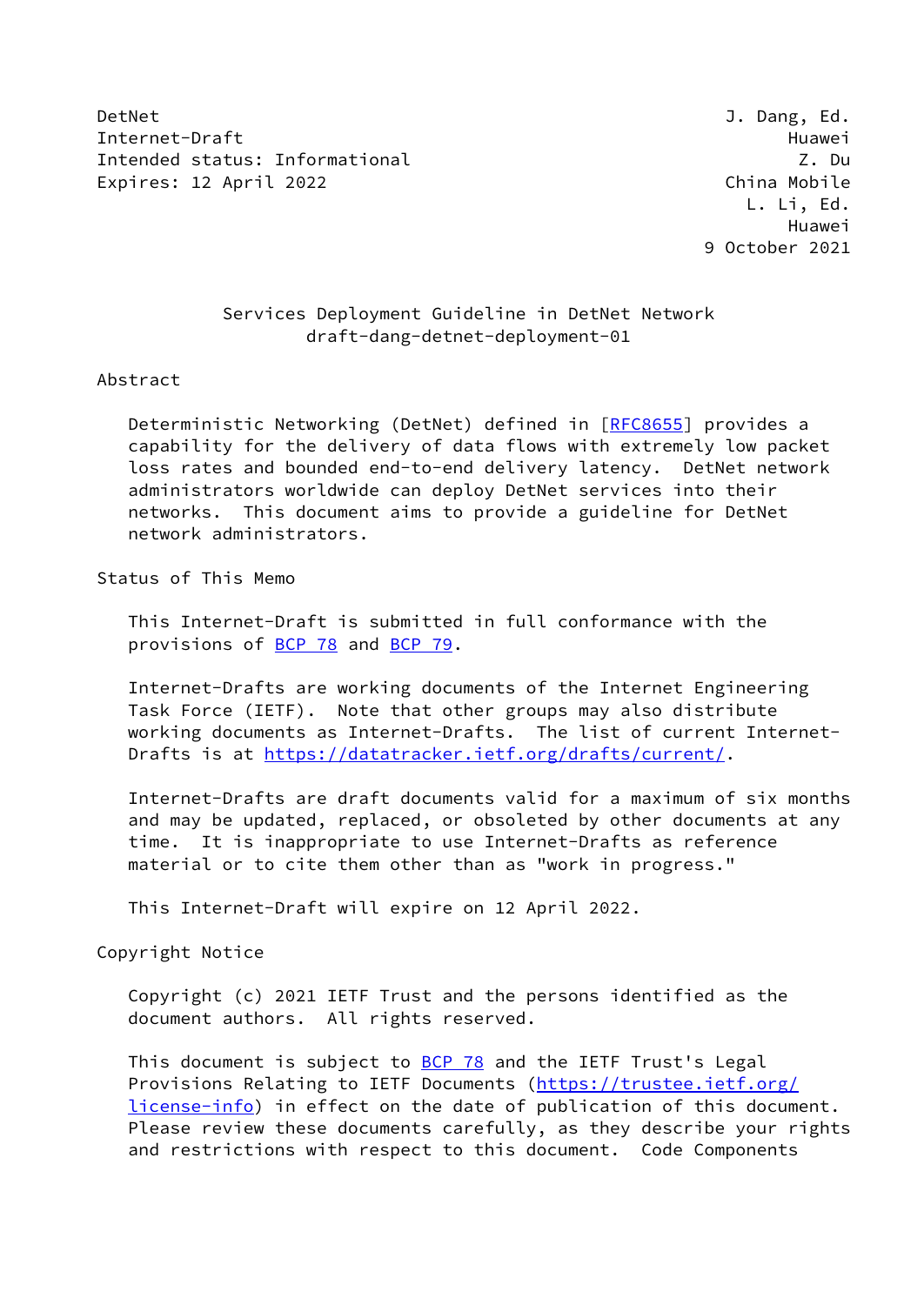DetNet J. Dang, Ed.
Internet-Draft Huawei
Intended status: Informational Z. Du
Expires: 12 April 2022 China Mobile
L. Li, Ed.
Huawei
9 October 2021

# Services Deployment Guideline in DetNet Network
draft-dang-detnet-deployment-01

## Abstract

Deterministic Networking (DetNet) defined in [RFC8655] provides a capability for the delivery of data flows with extremely low packet loss rates and bounded end-to-end delivery latency. DetNet network administrators worldwide can deploy DetNet services into their networks. This document aims to provide a guideline for DetNet network administrators.

## Status of This Memo

This Internet-Draft is submitted in full conformance with the provisions of BCP 78 and BCP 79.

Internet-Drafts are working documents of the Internet Engineering Task Force (IETF). Note that other groups may also distribute working documents as Internet-Drafts. The list of current Internet-Drafts is at https://datatracker.ietf.org/drafts/current/.

Internet-Drafts are draft documents valid for a maximum of six months and may be updated, replaced, or obsoleted by other documents at any time. It is inappropriate to use Internet-Drafts as reference material or to cite them other than as "work in progress."

This Internet-Draft will expire on 12 April 2022.

## Copyright Notice

Copyright (c) 2021 IETF Trust and the persons identified as the document authors. All rights reserved.

This document is subject to BCP 78 and the IETF Trust's Legal Provisions Relating to IETF Documents (https://trustee.ietf.org/license-info) in effect on the date of publication of this document. Please review these documents carefully, as they describe your rights and restrictions with respect to this document. Code Components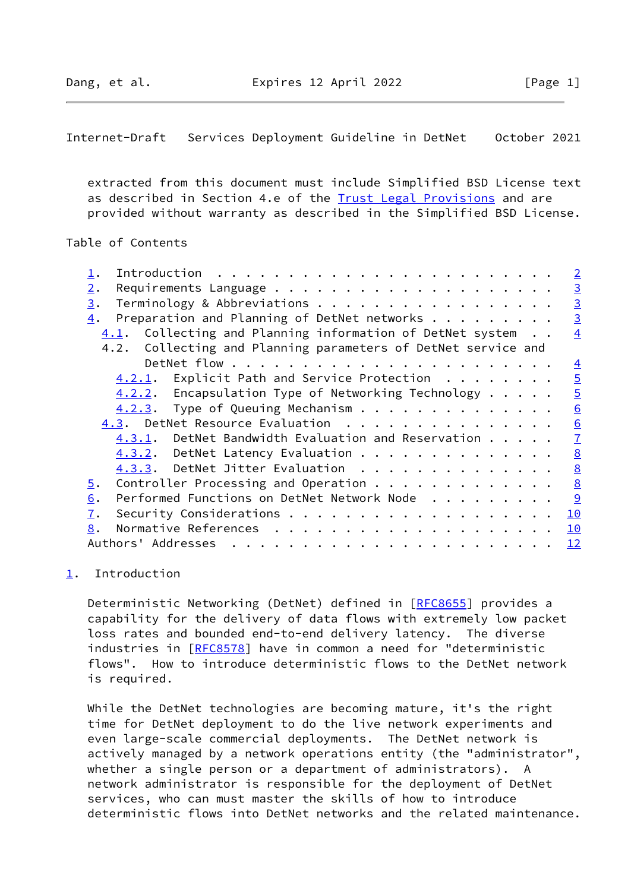extracted from this document must include Simplified BSD License text as described in Section 4.e of the Trust Legal Provisions and are provided without warranty as described in the Simplified BSD License.

Table of Contents

```
   1.  Introduction  . . . . . . . . . . . . . . . . . . . . . . . .   2
   2.  Requirements Language . . . . . . . . . . . . . . . . . . . .   3
   3.  Terminology & Abbreviations . . . . . . . . . . . . . . . . .   3
   4.  Preparation and Planning of DetNet networks . . . . . . . . .   3
     4.1.  Collecting and Planning information of DetNet system  . .   4
     4.2.  Collecting and Planning parameters of DetNet service and
           DetNet flow . . . . . . . . . . . . . . . . . . . . . . .   4
       4.2.1.  Explicit Path and Service Protection  . . . . . . . .   5
       4.2.2.  Encapsulation Type of Networking Technology . . . . .   5
       4.2.3.  Type of Queuing Mechanism . . . . . . . . . . . . . .   6
     4.3.  DetNet Resource Evaluation  . . . . . . . . . . . . . . .   6
       4.3.1.  DetNet Bandwidth Evaluation and Reservation . . . . .   7
       4.3.2.  DetNet Latency Evaluation . . . . . . . . . . . . . .   8
       4.3.3.  DetNet Jitter Evaluation  . . . . . . . . . . . . . .   8
   5.  Controller Processing and Operation . . . . . . . . . . . . .   8
   6.  Performed Functions on DetNet Network Node  . . . . . . . . .   9
   7.  Security Considerations . . . . . . . . . . . . . . . . . . .  10
   8.  Normative References  . . . . . . . . . . . . . . . . . . . .  10
   Authors' Addresses  . . . . . . . . . . . . . . . . . . . . . . .  12
```

## 1. Introduction

Deterministic Networking (DetNet) defined in [RFC8655] provides a capability for the delivery of data flows with extremely low packet loss rates and bounded end-to-end delivery latency. The diverse industries in [RFC8578] have in common a need for "deterministic flows". How to introduce deterministic flows to the DetNet network is required.

While the DetNet technologies are becoming mature, it's the right time for DetNet deployment to do the live network experiments and even large-scale commercial deployments. The DetNet network is actively managed by a network operations entity (the "administrator", whether a single person or a department of administrators). A network administrator is responsible for the deployment of DetNet services, who can must master the skills of how to introduce deterministic flows into DetNet networks and the related maintenance.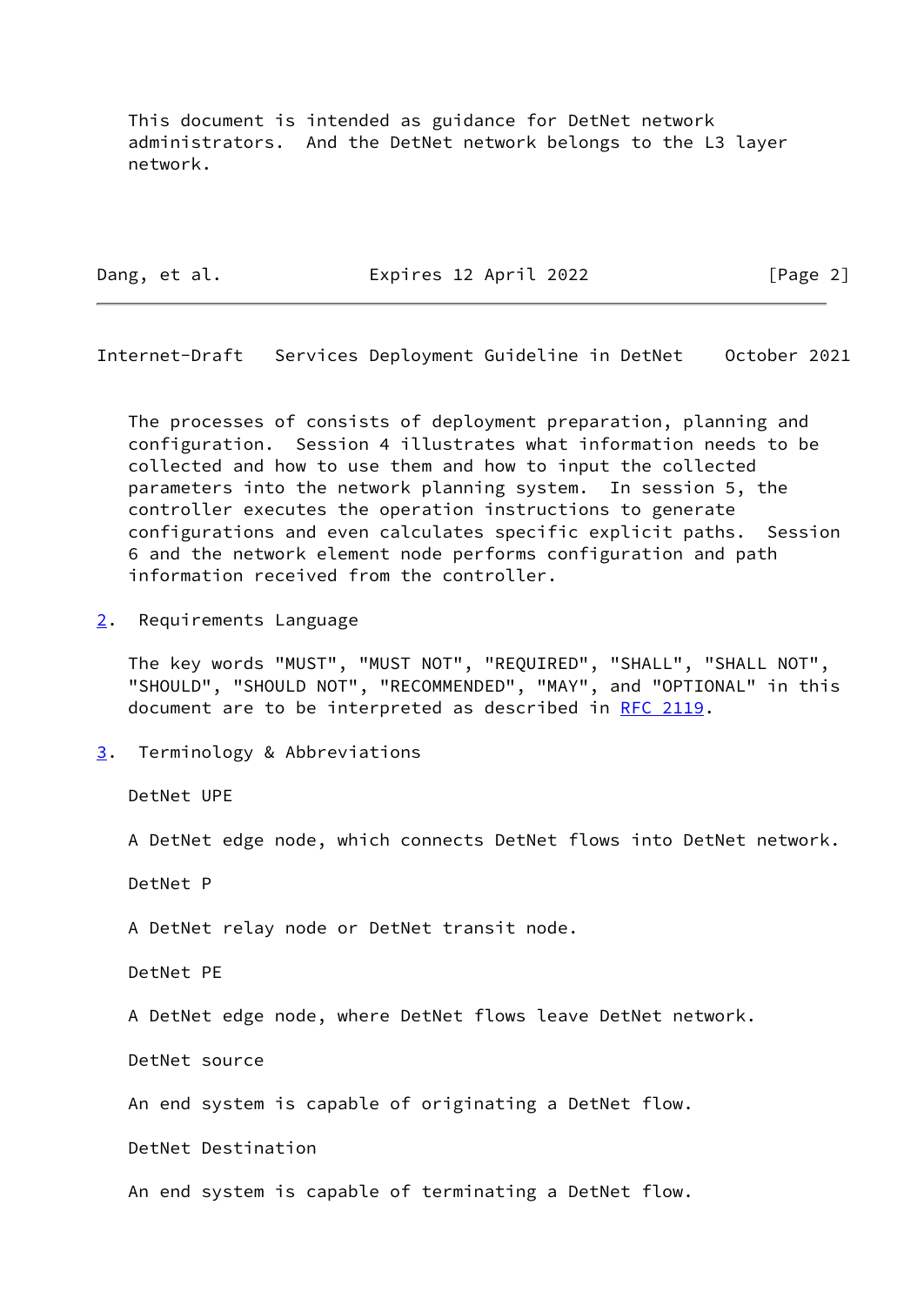This document is intended as guidance for DetNet network administrators. And the DetNet network belongs to the L3 layer network.

The processes of consists of deployment preparation, planning and configuration. Session 4 illustrates what information needs to be collected and how to use them and how to input the collected parameters into the network planning system. In session 5, the controller executes the operation instructions to generate configurations and even calculates specific explicit paths. Session 6 and the network element node performs configuration and path information received from the controller.

## 2. Requirements Language

The key words "MUST", "MUST NOT", "REQUIRED", "SHALL", "SHALL NOT", "SHOULD", "SHOULD NOT", "RECOMMENDED", "MAY", and "OPTIONAL" in this document are to be interpreted as described in RFC 2119.

## 3. Terminology & Abbreviations

DetNet UPE

A DetNet edge node, which connects DetNet flows into DetNet network.

DetNet P

A DetNet relay node or DetNet transit node.

DetNet PE

A DetNet edge node, where DetNet flows leave DetNet network.

DetNet source

An end system is capable of originating a DetNet flow.

DetNet Destination

An end system is capable of terminating a DetNet flow.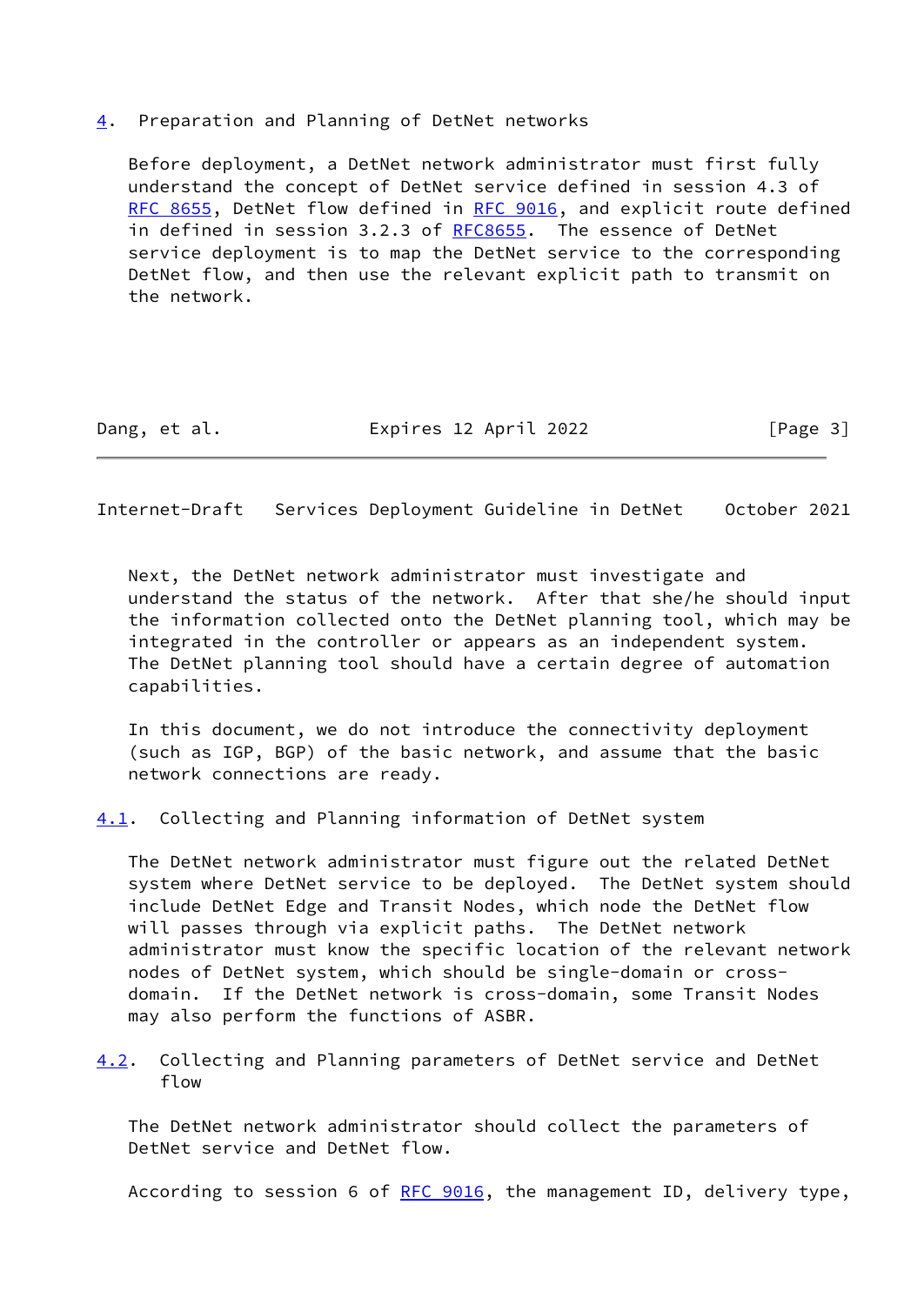## 4. Preparation and Planning of DetNet networks

Before deployment, a DetNet network administrator must first fully understand the concept of DetNet service defined in session 4.3 of RFC 8655, DetNet flow defined in RFC 9016, and explicit route defined in defined in session 3.2.3 of RFC8655. The essence of DetNet service deployment is to map the DetNet service to the corresponding DetNet flow, and then use the relevant explicit path to transmit on the network.

Next, the DetNet network administrator must investigate and understand the status of the network. After that she/he should input the information collected onto the DetNet planning tool, which may be integrated in the controller or appears as an independent system. The DetNet planning tool should have a certain degree of automation capabilities.

In this document, we do not introduce the connectivity deployment (such as IGP, BGP) of the basic network, and assume that the basic network connections are ready.

### 4.1. Collecting and Planning information of DetNet system

The DetNet network administrator must figure out the related DetNet system where DetNet service to be deployed. The DetNet system should include DetNet Edge and Transit Nodes, which node the DetNet flow will passes through via explicit paths. The DetNet network administrator must know the specific location of the relevant network nodes of DetNet system, which should be single-domain or cross-domain. If the DetNet network is cross-domain, some Transit Nodes may also perform the functions of ASBR.

### 4.2. Collecting and Planning parameters of DetNet service and DetNet flow

The DetNet network administrator should collect the parameters of DetNet service and DetNet flow.

According to session 6 of RFC 9016, the management ID, delivery type,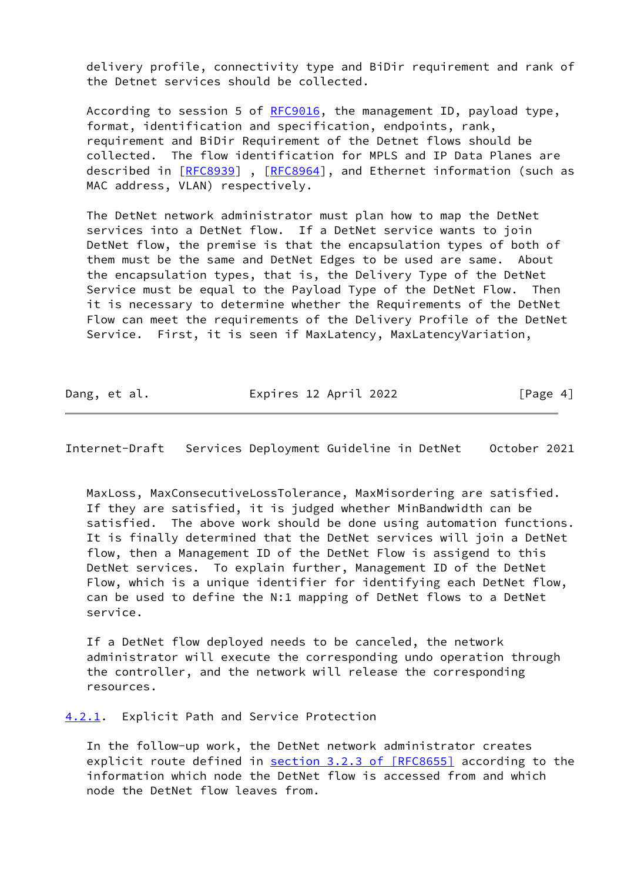delivery profile, connectivity type and BiDir requirement and rank of the Detnet services should be collected.

According to session 5 of RFC9016, the management ID, payload type, format, identification and specification, endpoints, rank, requirement and BiDir Requirement of the Detnet flows should be collected. The flow identification for MPLS and IP Data Planes are described in [RFC8939] , [RFC8964], and Ethernet information (such as MAC address, VLAN) respectively.

The DetNet network administrator must plan how to map the DetNet services into a DetNet flow. If a DetNet service wants to join DetNet flow, the premise is that the encapsulation types of both of them must be the same and DetNet Edges to be used are same. About the encapsulation types, that is, the Delivery Type of the DetNet Service must be equal to the Payload Type of the DetNet Flow. Then it is necessary to determine whether the Requirements of the DetNet Flow can meet the requirements of the Delivery Profile of the DetNet Service. First, it is seen if MaxLatency, MaxLatencyVariation, MaxLoss, MaxConsecutiveLossTolerance, MaxMisordering are satisfied. If they are satisfied, it is judged whether MinBandwidth can be satisfied. The above work should be done using automation functions. It is finally determined that the DetNet services will join a DetNet flow, then a Management ID of the DetNet Flow is assigend to this DetNet services. To explain further, Management ID of the DetNet Flow, which is a unique identifier for identifying each DetNet flow, can be used to define the N:1 mapping of DetNet flows to a DetNet service.

If a DetNet flow deployed needs to be canceled, the network administrator will execute the corresponding undo operation through the controller, and the network will release the corresponding resources.

#### 4.2.1. Explicit Path and Service Protection

In the follow-up work, the DetNet network administrator creates explicit route defined in section 3.2.3 of [RFC8655] according to the information which node the DetNet flow is accessed from and which node the DetNet flow leaves from.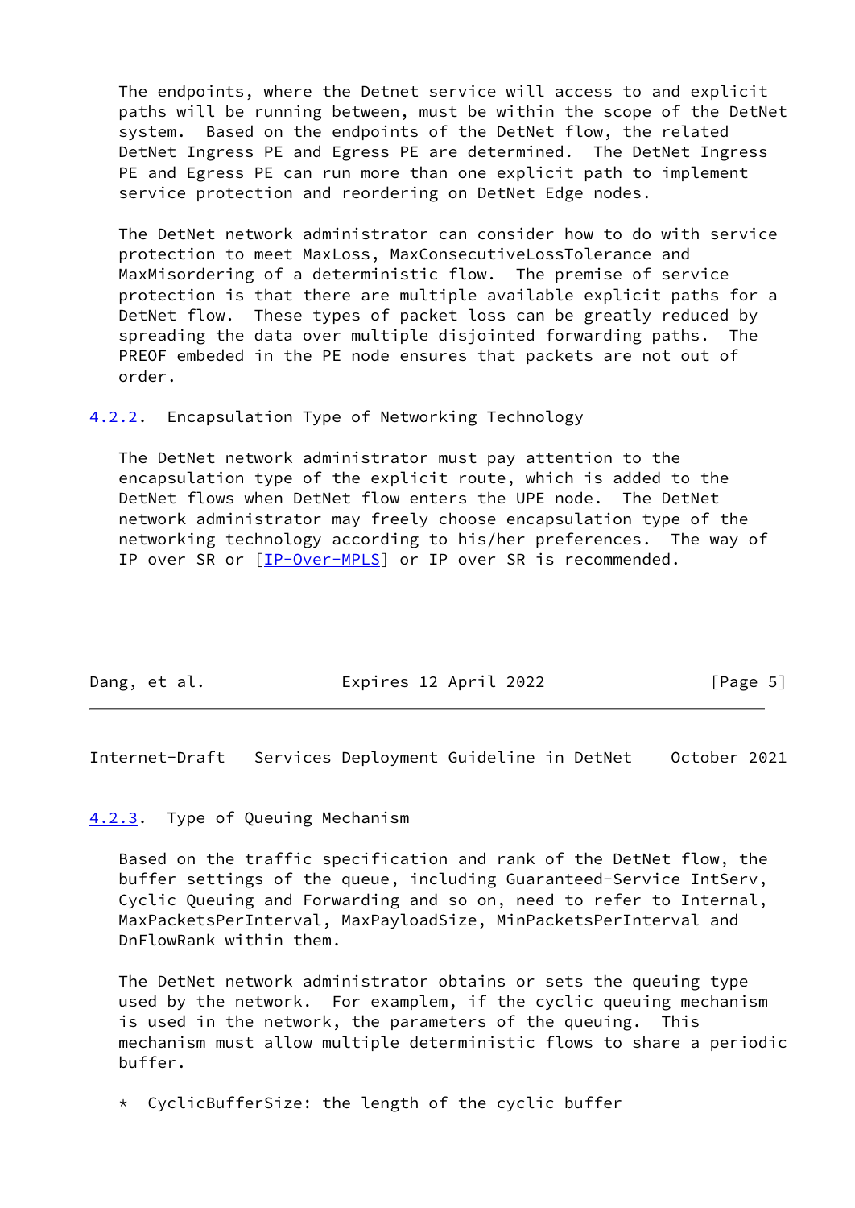The endpoints, where the Detnet service will access to and explicit paths will be running between, must be within the scope of the DetNet system. Based on the endpoints of the DetNet flow, the related DetNet Ingress PE and Egress PE are determined. The DetNet Ingress PE and Egress PE can run more than one explicit path to implement service protection and reordering on DetNet Edge nodes.

The DetNet network administrator can consider how to do with service protection to meet MaxLoss, MaxConsecutiveLossTolerance and MaxMisordering of a deterministic flow. The premise of service protection is that there are multiple available explicit paths for a DetNet flow. These types of packet loss can be greatly reduced by spreading the data over multiple disjointed forwarding paths. The PREOF embeded in the PE node ensures that packets are not out of order.

### 4.2.2. Encapsulation Type of Networking Technology

The DetNet network administrator must pay attention to the encapsulation type of the explicit route, which is added to the DetNet flows when DetNet flow enters the UPE node. The DetNet network administrator may freely choose encapsulation type of the networking technology according to his/her preferences. The way of IP over SR or [IP-Over-MPLS] or IP over SR is recommended.

### 4.2.3. Type of Queuing Mechanism

Based on the traffic specification and rank of the DetNet flow, the buffer settings of the queue, including Guaranteed-Service IntServ, Cyclic Queuing and Forwarding and so on, need to refer to Internal, MaxPacketsPerInterval, MaxPayloadSize, MinPacketsPerInterval and DnFlowRank within them.

The DetNet network administrator obtains or sets the queuing type used by the network. For examplem, if the cyclic queuing mechanism is used in the network, the parameters of the queuing. This mechanism must allow multiple deterministic flows to share a periodic buffer.

* CyclicBufferSize: the length of the cyclic buffer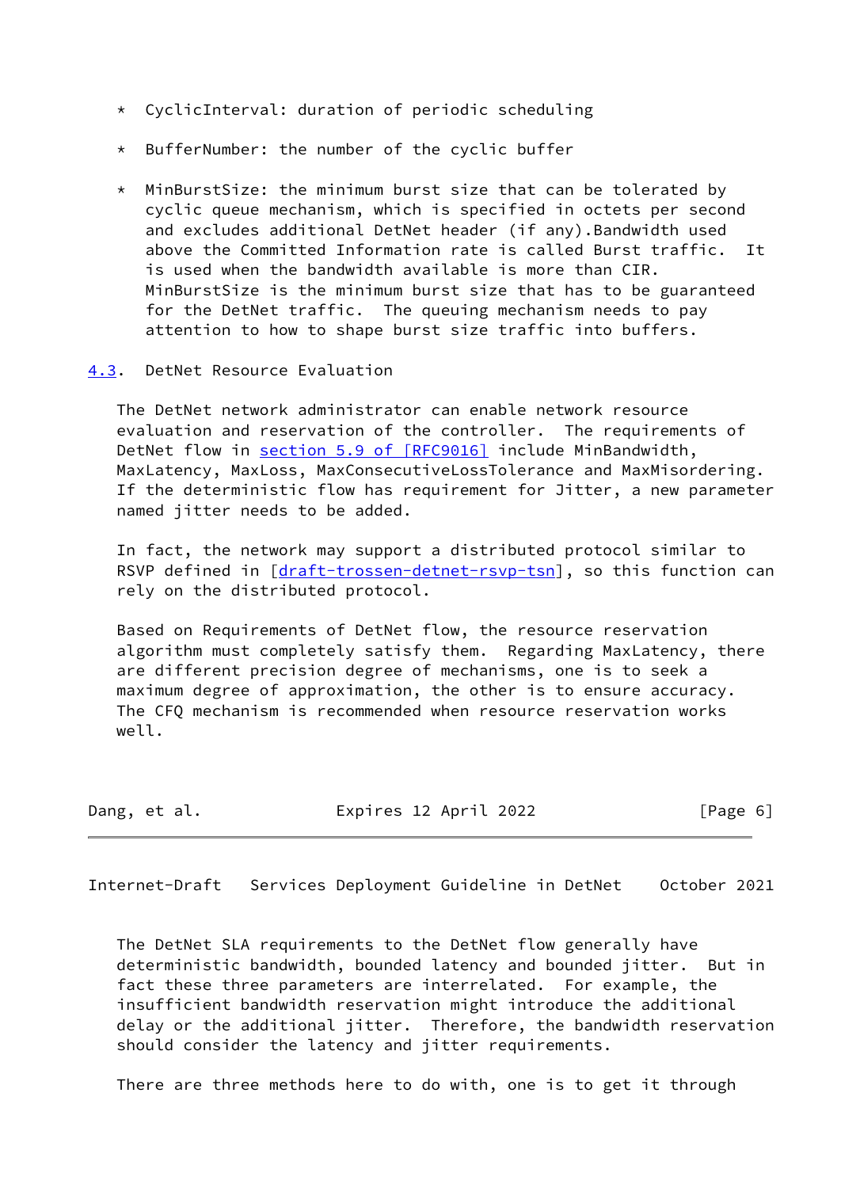* CyclicInterval: duration of periodic scheduling

* BufferNumber: the number of the cyclic buffer

* MinBurstSize: the minimum burst size that can be tolerated by cyclic queue mechanism, which is specified in octets per second and excludes additional DetNet header (if any).Bandwidth used above the Committed Information rate is called Burst traffic. It is used when the bandwidth available is more than CIR. MinBurstSize is the minimum burst size that has to be guaranteed for the DetNet traffic. The queuing mechanism needs to pay attention to how to shape burst size traffic into buffers.

### 4.3. DetNet Resource Evaluation

The DetNet network administrator can enable network resource evaluation and reservation of the controller. The requirements of DetNet flow in section 5.9 of [RFC9016] include MinBandwidth, MaxLatency, MaxLoss, MaxConsecutiveLossTolerance and MaxMisordering. If the deterministic flow has requirement for Jitter, a new parameter named jitter needs to be added.

In fact, the network may support a distributed protocol similar to RSVP defined in [draft-trossen-detnet-rsvp-tsn], so this function can rely on the distributed protocol.

Based on Requirements of DetNet flow, the resource reservation algorithm must completely satisfy them. Regarding MaxLatency, there are different precision degree of mechanisms, one is to seek a maximum degree of approximation, the other is to ensure accuracy. The CFQ mechanism is recommended when resource reservation works well.

The DetNet SLA requirements to the DetNet flow generally have deterministic bandwidth, bounded latency and bounded jitter. But in fact these three parameters are interrelated. For example, the insufficient bandwidth reservation might introduce the additional delay or the additional jitter. Therefore, the bandwidth reservation should consider the latency and jitter requirements.

There are three methods here to do with, one is to get it through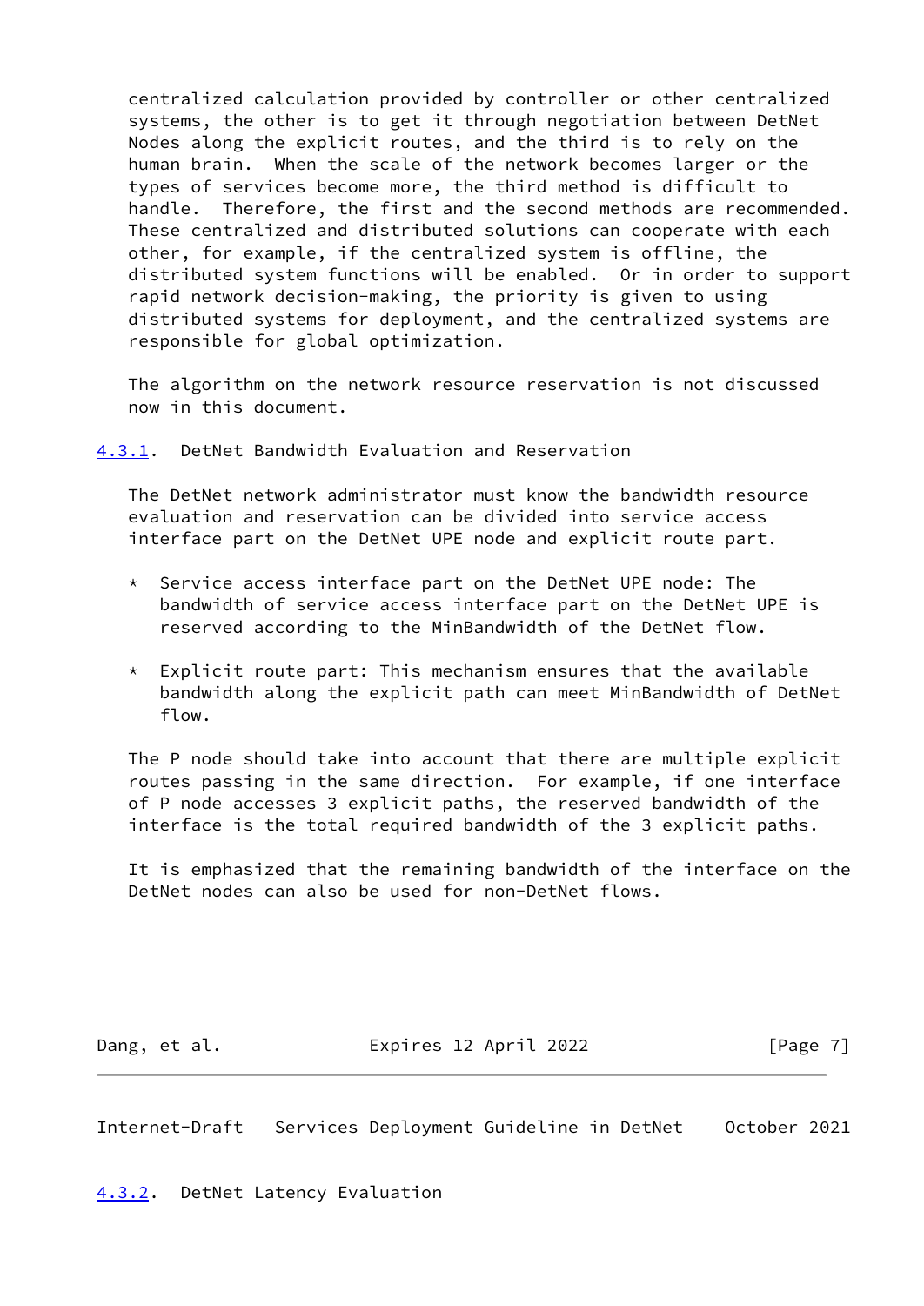centralized calculation provided by controller or other centralized systems, the other is to get it through negotiation between DetNet Nodes along the explicit routes, and the third is to rely on the human brain. When the scale of the network becomes larger or the types of services become more, the third method is difficult to handle. Therefore, the first and the second methods are recommended. These centralized and distributed solutions can cooperate with each other, for example, if the centralized system is offline, the distributed system functions will be enabled. Or in order to support rapid network decision-making, the priority is given to using distributed systems for deployment, and the centralized systems are responsible for global optimization.

The algorithm on the network resource reservation is not discussed now in this document.

### 4.3.1. DetNet Bandwidth Evaluation and Reservation

The DetNet network administrator must know the bandwidth resource evaluation and reservation can be divided into service access interface part on the DetNet UPE node and explicit route part.

* Service access interface part on the DetNet UPE node: The bandwidth of service access interface part on the DetNet UPE is reserved according to the MinBandwidth of the DetNet flow.

* Explicit route part: This mechanism ensures that the available bandwidth along the explicit path can meet MinBandwidth of DetNet flow.

The P node should take into account that there are multiple explicit routes passing in the same direction. For example, if one interface of P node accesses 3 explicit paths, the reserved bandwidth of the interface is the total required bandwidth of the 3 explicit paths.

It is emphasized that the remaining bandwidth of the interface on the DetNet nodes can also be used for non-DetNet flows.

### 4.3.2. DetNet Latency Evaluation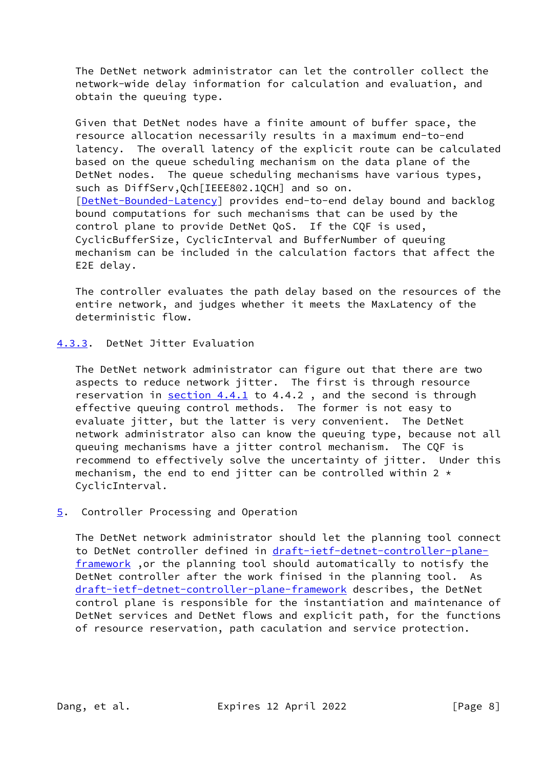The DetNet network administrator can let the controller collect the network-wide delay information for calculation and evaluation, and obtain the queuing type.

Given that DetNet nodes have a finite amount of buffer space, the resource allocation necessarily results in a maximum end-to-end latency. The overall latency of the explicit route can be calculated based on the queue scheduling mechanism on the data plane of the DetNet nodes. The queue scheduling mechanisms have various types, such as DiffServ,Qch[IEEE802.1QCH] and so on. [DetNet-Bounded-Latency] provides end-to-end delay bound and backlog bound computations for such mechanisms that can be used by the control plane to provide DetNet QoS. If the CQF is used, CyclicBufferSize, CyclicInterval and BufferNumber of queuing mechanism can be included in the calculation factors that affect the E2E delay.

The controller evaluates the path delay based on the resources of the entire network, and judges whether it meets the MaxLatency of the deterministic flow.

### 4.3.3. DetNet Jitter Evaluation

The DetNet network administrator can figure out that there are two aspects to reduce network jitter. The first is through resource reservation in section 4.4.1 to 4.4.2 , and the second is through effective queuing control methods. The former is not easy to evaluate jitter, but the latter is very convenient. The DetNet network administrator also can know the queuing type, because not all queuing mechanisms have a jitter control mechanism. The CQF is recommend to effectively solve the uncertainty of jitter. Under this mechanism, the end to end jitter can be controlled within 2 * CyclicInterval.

## 5. Controller Processing and Operation

The DetNet network administrator should let the planning tool connect to DetNet controller defined in draft-ietf-detnet-controller-plane-framework ,or the planning tool should automatically to notify the DetNet controller after the work finised in the planning tool. As draft-ietf-detnet-controller-plane-framework describes, the DetNet control plane is responsible for the instantiation and maintenance of DetNet services and DetNet flows and explicit path, for the functions of resource reservation, path caculation and service protection.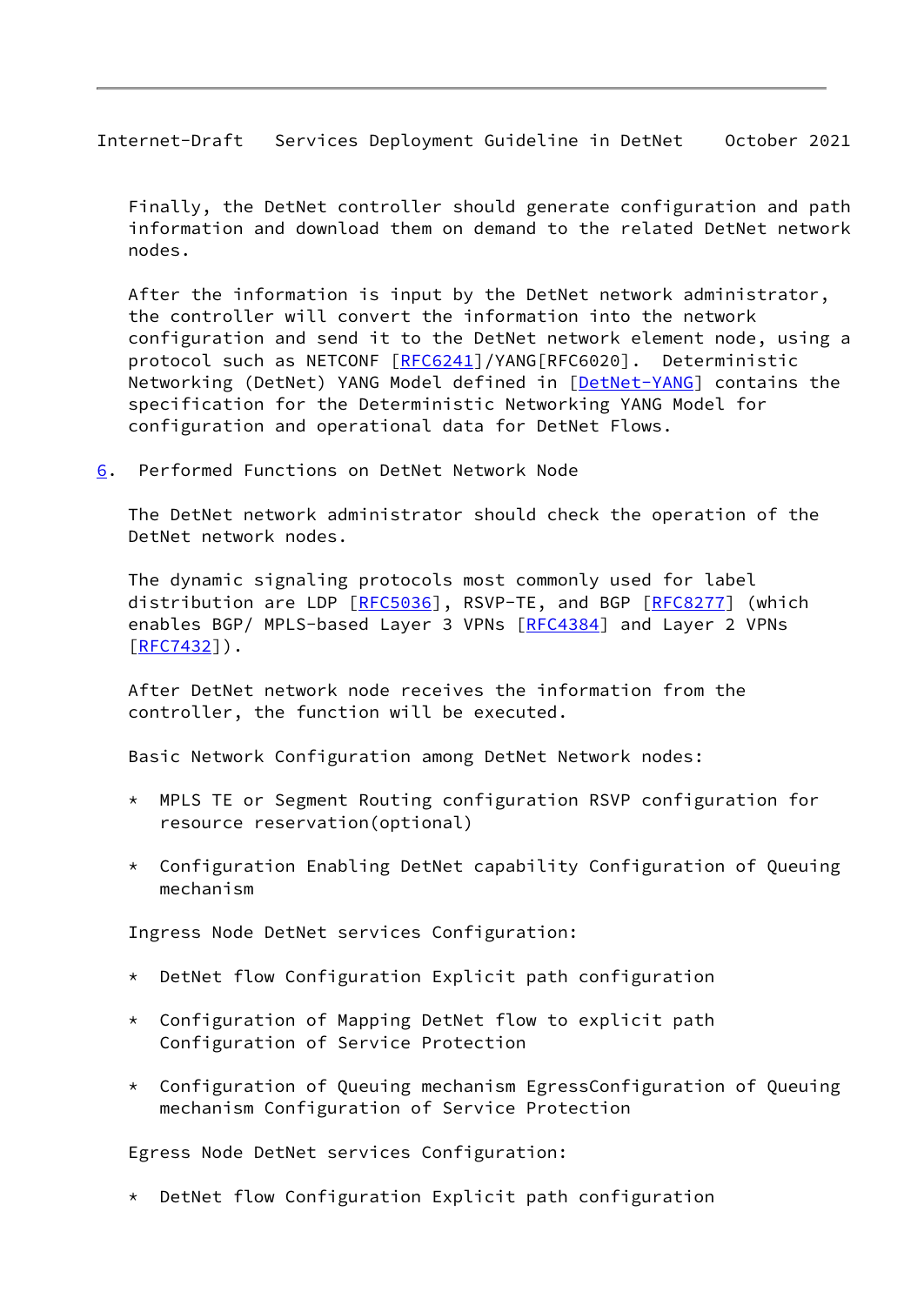Finally, the DetNet controller should generate configuration and path information and download them on demand to the related DetNet network nodes.

After the information is input by the DetNet network administrator, the controller will convert the information into the network configuration and send it to the DetNet network element node, using a protocol such as NETCONF [RFC6241]/YANG[RFC6020]. Deterministic Networking (DetNet) YANG Model defined in [DetNet-YANG] contains the specification for the Deterministic Networking YANG Model for configuration and operational data for DetNet Flows.

## 6. Performed Functions on DetNet Network Node

The DetNet network administrator should check the operation of the DetNet network nodes.

The dynamic signaling protocols most commonly used for label distribution are LDP [RFC5036], RSVP-TE, and BGP [RFC8277] (which enables BGP/ MPLS-based Layer 3 VPNs [RFC4384] and Layer 2 VPNs [RFC7432]).

After DetNet network node receives the information from the controller, the function will be executed.

Basic Network Configuration among DetNet Network nodes:

* MPLS TE or Segment Routing configuration RSVP configuration for resource reservation(optional)

* Configuration Enabling DetNet capability Configuration of Queuing mechanism

Ingress Node DetNet services Configuration:

* DetNet flow Configuration Explicit path configuration

* Configuration of Mapping DetNet flow to explicit path Configuration of Service Protection

* Configuration of Queuing mechanism EgressConfiguration of Queuing mechanism Configuration of Service Protection

Egress Node DetNet services Configuration:

* DetNet flow Configuration Explicit path configuration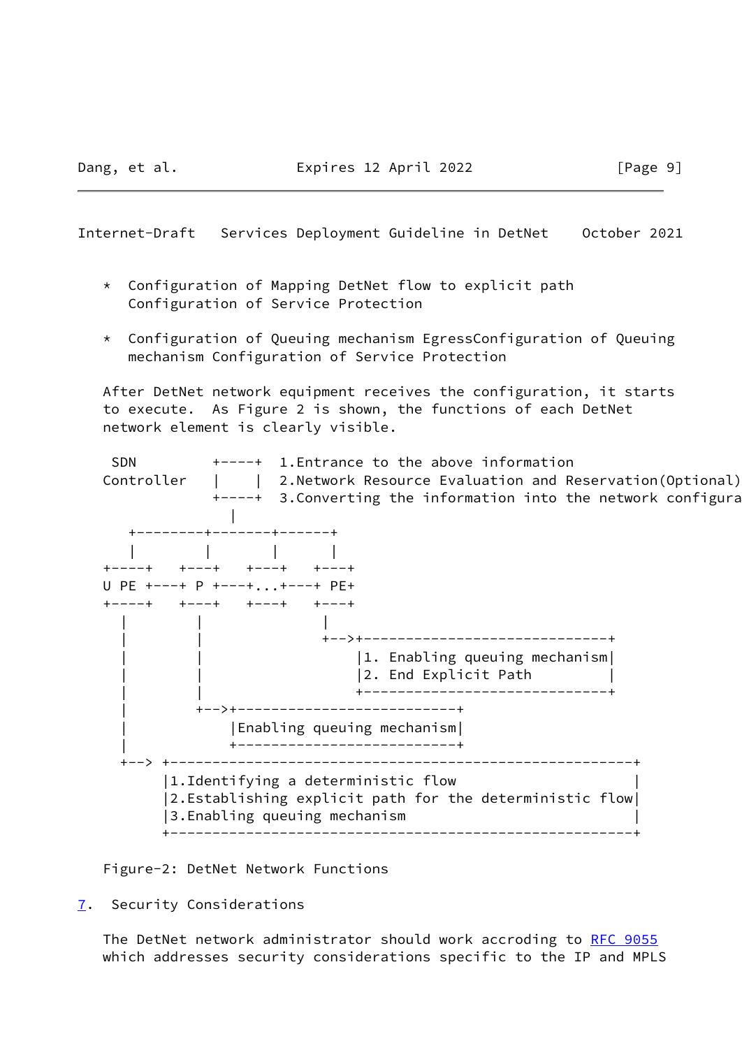* Configuration of Mapping DetNet flow to explicit path
  Configuration of Service Protection

* Configuration of Queuing mechanism EgressConfiguration of Queuing
  mechanism Configuration of Service Protection

After DetNet network equipment receives the configuration, it starts to execute. As Figure 2 is shown, the functions of each DetNet network element is clearly visible.

```
 SDN         +----+  1.Entrance to the above information
Controller   |    |  2.Network Resource Evaluation and Reservation(Optional)
             +----+  3.Converting the information into the network configura
               |
   +--------+-------+------+
   |        |       |      |
+----+   +---+   +---+   +---+
U PE +---+ P +---+...+---+ PE+
+----+   +---+   +---+   +---+
  |        |              |
  |        |              +-->+----------------------------+
  |        |                  |1. Enabling queuing mechanism|
  |        |                  |2. End Explicit Path         |
  |        |                  +-----------------------------+
  |        +-->+---------------------------+
  |            |Enabling queuing mechanism|
  |            +---------------------------+
  +--> +--------------------------------------------------------+
       |1.Identifying a deterministic flow                       |
       |2.Establishing explicit path for the deterministic flow|
       |3.Enabling queuing mechanism                             |
       +--------------------------------------------------------+
```

Figure-2: DetNet Network Functions

## 7. Security Considerations

The DetNet network administrator should work accroding to RFC 9055 which addresses security considerations specific to the IP and MPLS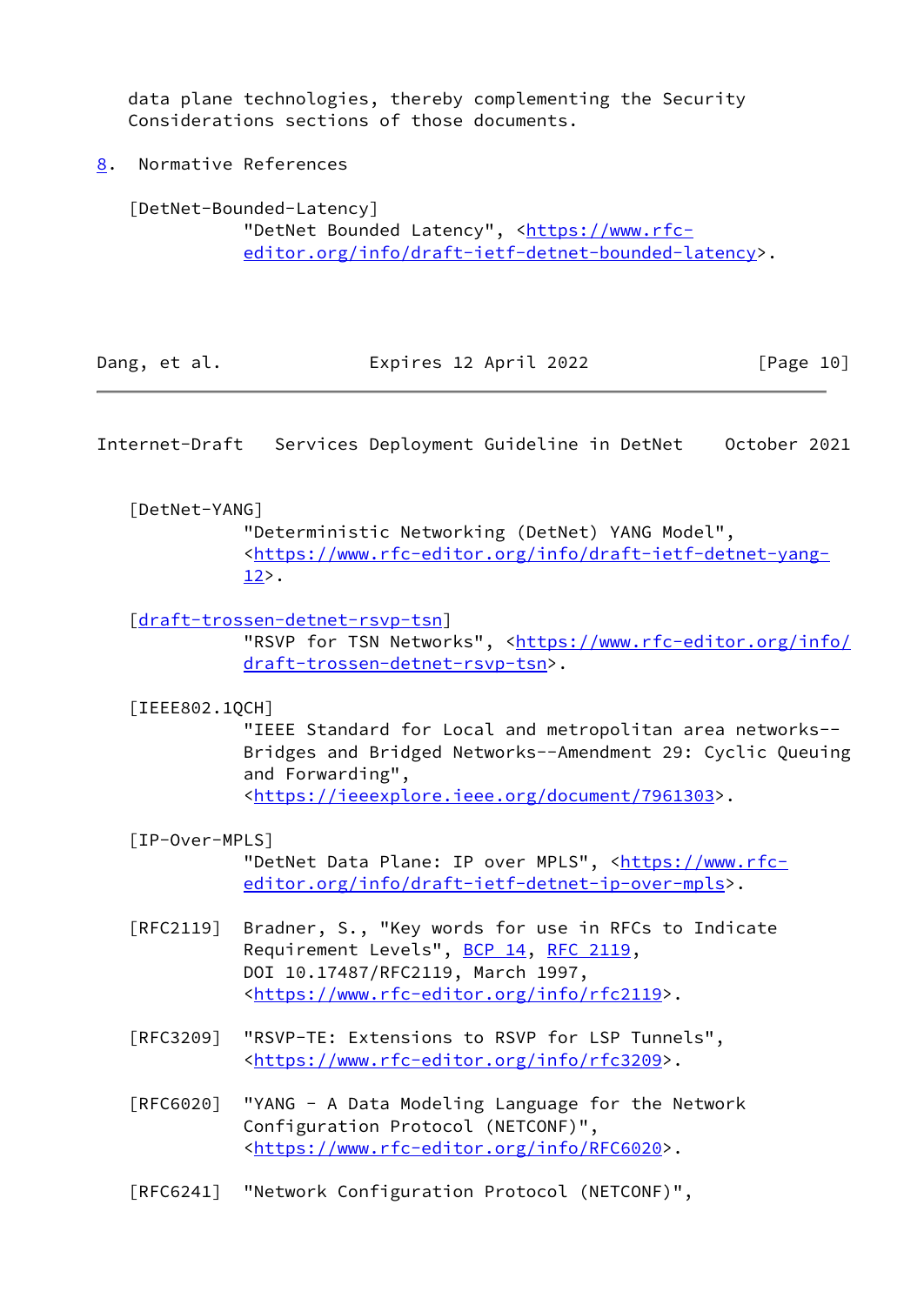data plane technologies, thereby complementing the Security Considerations sections of those documents.

## 8. Normative References

[DetNet-Bounded-Latency]
"DetNet Bounded Latency", <https://www.rfc-editor.org/info/draft-ietf-detnet-bounded-latency>.

[DetNet-YANG]
"Deterministic Networking (DetNet) YANG Model", <https://www.rfc-editor.org/info/draft-ietf-detnet-yang-12>.

[draft-trossen-detnet-rsvp-tsn]
"RSVP for TSN Networks", <https://www.rfc-editor.org/info/draft-trossen-detnet-rsvp-tsn>.

[IEEE802.1QCH]
"IEEE Standard for Local and metropolitan area networks--Bridges and Bridged Networks--Amendment 29: Cyclic Queuing and Forwarding", <https://ieeexplore.ieee.org/document/7961303>.

[IP-Over-MPLS]
"DetNet Data Plane: IP over MPLS", <https://www.rfc-editor.org/info/draft-ietf-detnet-ip-over-mpls>.

[RFC2119] Bradner, S., "Key words for use in RFCs to Indicate Requirement Levels", BCP 14, RFC 2119, DOI 10.17487/RFC2119, March 1997, <https://www.rfc-editor.org/info/rfc2119>.

[RFC3209] "RSVP-TE: Extensions to RSVP for LSP Tunnels", <https://www.rfc-editor.org/info/rfc3209>.

[RFC6020] "YANG - A Data Modeling Language for the Network Configuration Protocol (NETCONF)", <https://www.rfc-editor.org/info/RFC6020>.

[RFC6241] "Network Configuration Protocol (NETCONF)",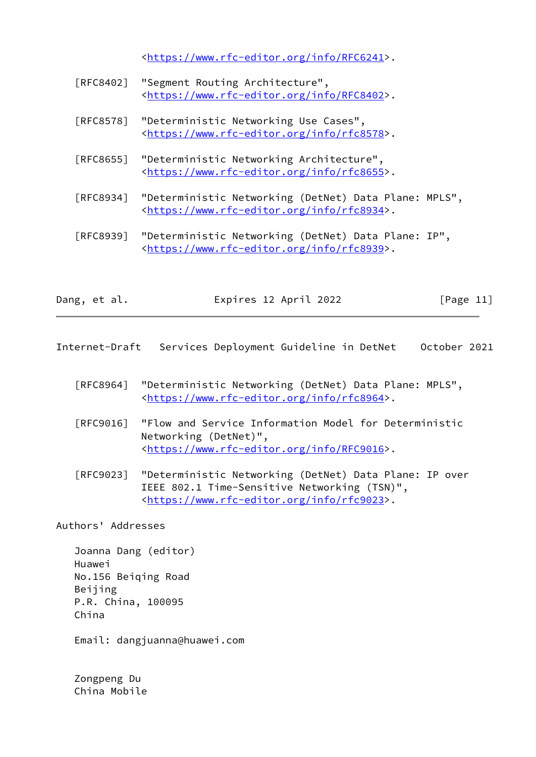<https://www.rfc-editor.org/info/RFC6241>.

[RFC8402] "Segment Routing Architecture", <https://www.rfc-editor.org/info/RFC8402>.

[RFC8578] "Deterministic Networking Use Cases", <https://www.rfc-editor.org/info/rfc8578>.

[RFC8655] "Deterministic Networking Architecture", <https://www.rfc-editor.org/info/rfc8655>.

[RFC8934] "Deterministic Networking (DetNet) Data Plane: MPLS", <https://www.rfc-editor.org/info/rfc8934>.

[RFC8939] "Deterministic Networking (DetNet) Data Plane: IP", <https://www.rfc-editor.org/info/rfc8939>.

[RFC8964] "Deterministic Networking (DetNet) Data Plane: MPLS", <https://www.rfc-editor.org/info/rfc8964>.

[RFC9016] "Flow and Service Information Model for Deterministic Networking (DetNet)", <https://www.rfc-editor.org/info/RFC9016>.

[RFC9023] "Deterministic Networking (DetNet) Data Plane: IP over IEEE 802.1 Time-Sensitive Networking (TSN)", <https://www.rfc-editor.org/info/rfc9023>.

## Authors' Addresses

Joanna Dang (editor)
Huawei
No.156 Beiqing Road
Beijing
P.R. China, 100095
China

Email: dangjuanna@huawei.com

Zongpeng Du
China Mobile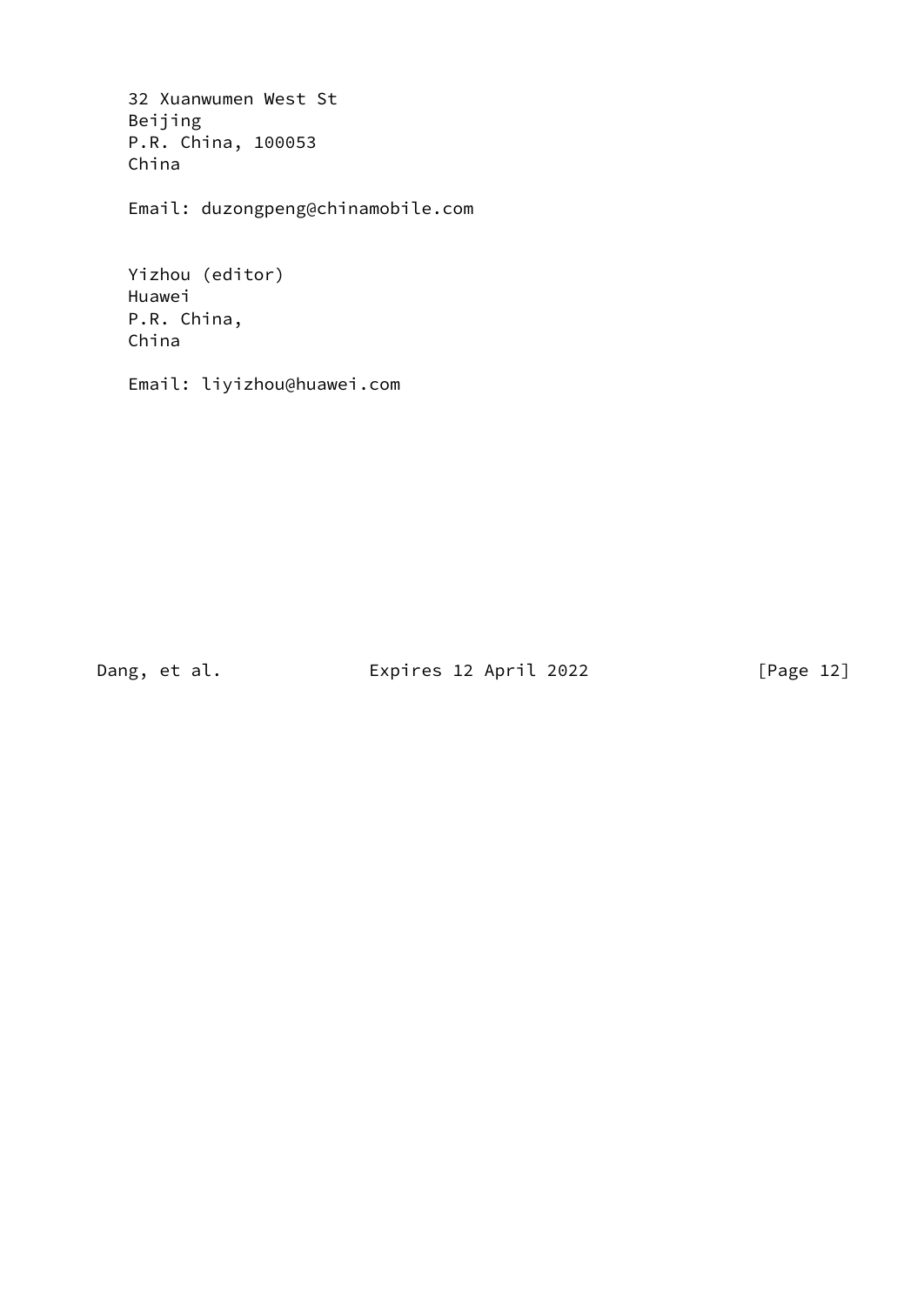32 Xuanwumen West St
Beijing
P.R. China, 100053
China

Email: duzongpeng@chinamobile.com

Yizhou (editor)
Huawei
P.R. China,
China

Email: liyizhou@huawei.com